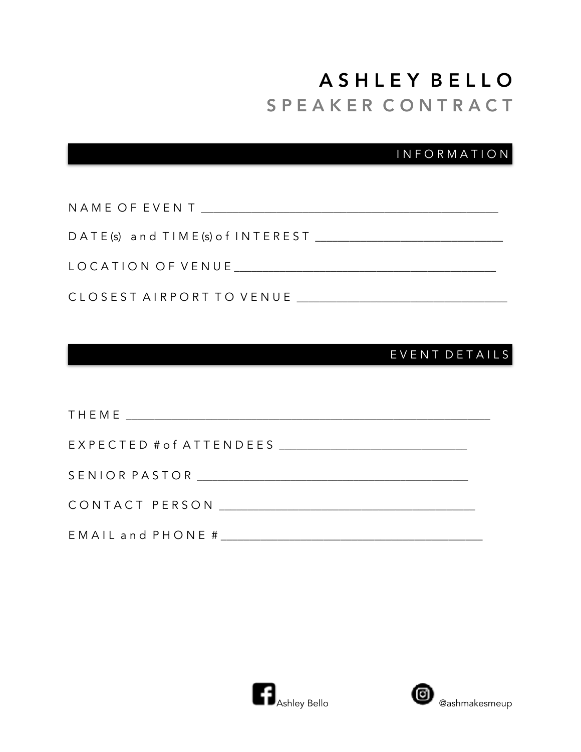# ASHLEY BELLO

## SPEAKER CONTRACT

## INFORMATION

NAME OF EVENT ______________________________________________

DATE(s) and TIME(s) of INTEREST _____________________________

LOCATION OF VENUE __________________________________________

CLOSEST AIRPORT TO VENUE ___________________________________

## EVENT DETAILS

THEME _______________________________________________________

EXPECTED # of ATTENDEES ______________________________

SENIOR PASTOR _________________________________________

CONTACT PERSON ______________________________________

EMAIL and PHONE # _____________________________________

Ashley Bello @ashmakesmeup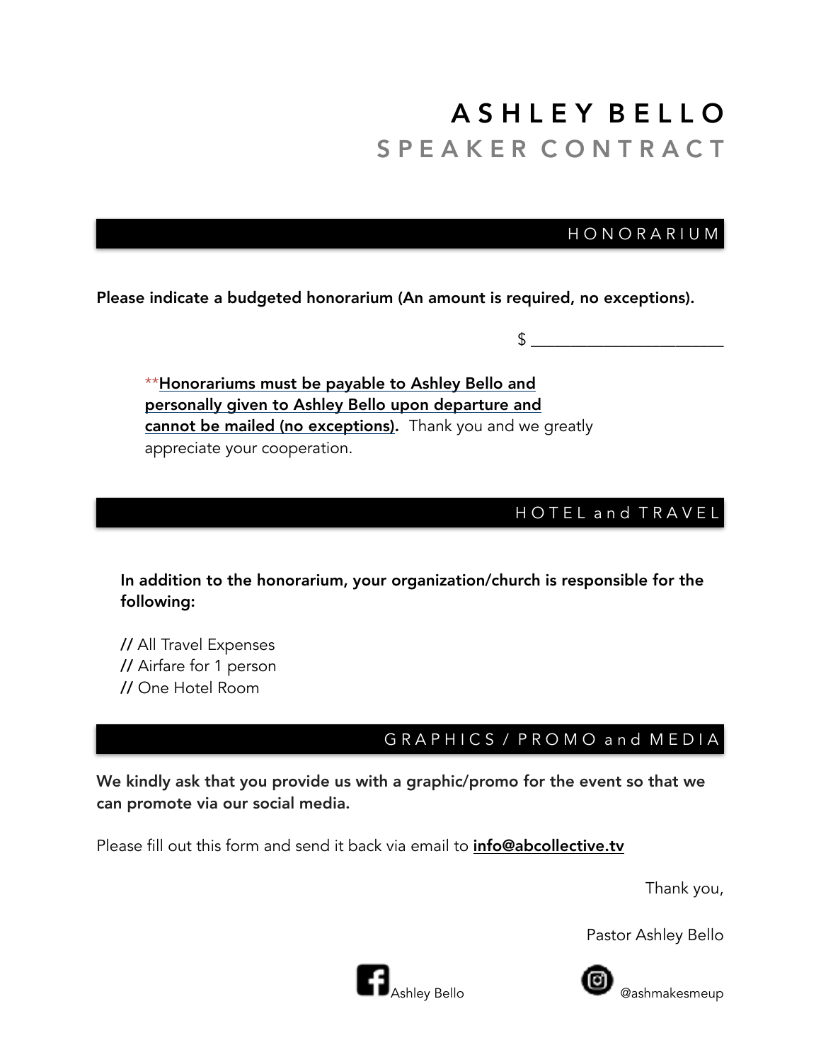# ASHLEY BELLO

## SPEAKER CONTRACT

### HONORARIUM

**Please indicate a budgeted honorarium (An amount is required, no exceptions).**

$ ______________________

****Honorariums must be payable to Ashley Bello and personally given to Ashley Bello upon departure and cannot be mailed (no exceptions).** Thank you and we greatly appreciate your cooperation.

### HOTEL and TRAVEL

**In addition to the honorarium, your organization/church is responsible for the following:**

// All Travel Expenses
// Airfare for 1 person
// One Hotel Room

### GRAPHICS / PROMO and MEDIA

**We kindly ask that you provide us with a graphic/promo for the event so that we can promote via our social media.**

Please fill out this form and send it back via email to **info@abcollective.tv**

Thank you,

Pastor Ashley Bello

Ashley Bello

@ashmakesmeup